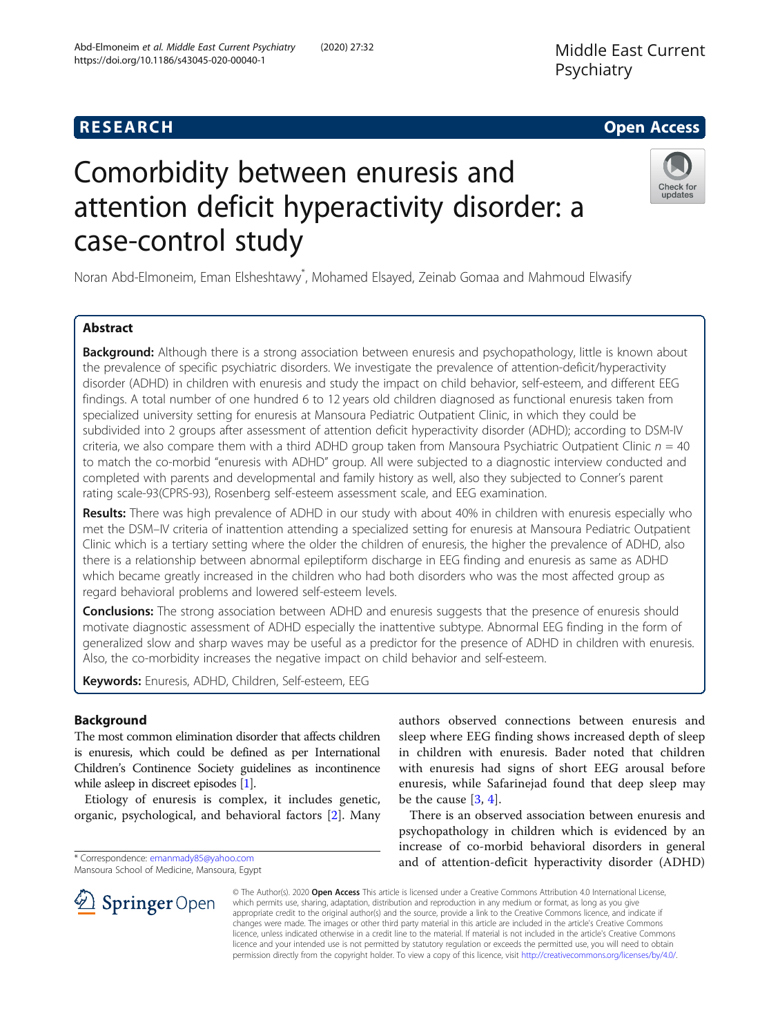RESEARCH Open Access

# Comorbidity between enuresis and attention deficit hyperactivity disorder: a case-control study

Noran Abd-Elmoneim, Eman Elsheshtawy*, Mohamed Elsayed, Zeinab Gomaa and Mahmoud Elwasify

## Abstract

**Background:** Although there is a strong association between enuresis and psychopathology, little is known about the prevalence of specific psychiatric disorders. We investigate the prevalence of attention-deficit/hyperactivity disorder (ADHD) in children with enuresis and study the impact on child behavior, self-esteem, and different EEG findings. A total number of one hundred 6 to 12 years old children diagnosed as functional enuresis taken from specialized university setting for enuresis at Mansoura Pediatric Outpatient Clinic, in which they could be subdivided into 2 groups after assessment of attention deficit hyperactivity disorder (ADHD); according to DSM-IV criteria, we also compare them with a third ADHD group taken from Mansoura Psychiatric Outpatient Clinic $n = 40$ to match the co-morbid "enuresis with ADHD" group. All were subjected to a diagnostic interview conducted and completed with parents and developmental and family history as well, also they subjected to Conner's parent rating scale-93(CPRS-93), Rosenberg self-esteem assessment scale, and EEG examination.

**Results:** There was high prevalence of ADHD in our study with about 40% in children with enuresis especially who met the DSM–IV criteria of inattention attending a specialized setting for enuresis at Mansoura Pediatric Outpatient Clinic which is a tertiary setting where the older the children of enuresis, the higher the prevalence of ADHD, also there is a relationship between abnormal epileptiform discharge in EEG finding and enuresis as same as ADHD which became greatly increased in the children who had both disorders who was the most affected group as regard behavioral problems and lowered self-esteem levels.

**Conclusions:** The strong association between ADHD and enuresis suggests that the presence of enuresis should motivate diagnostic assessment of ADHD especially the inattentive subtype. Abnormal EEG finding in the form of generalized slow and sharp waves may be useful as a predictor for the presence of ADHD in children with enuresis. Also, the co-morbidity increases the negative impact on child behavior and self-esteem.

**Keywords:** Enuresis, ADHD, Children, Self-esteem, EEG

## Background

The most common elimination disorder that affects children is enuresis, which could be defined as per International Children's Continence Society guidelines as incontinence while asleep in discreet episodes [1].

Etiology of enuresis is complex, it includes genetic, organic, psychological, and behavioral factors [2]. Many authors observed connections between enuresis and sleep where EEG finding shows increased depth of sleep in children with enuresis. Bader noted that children with enuresis had signs of short EEG arousal before enuresis, while Safarinejad found that deep sleep may be the cause [3, 4].

There is an observed association between enuresis and psychopathology in children which is evidenced by an increase of co-morbid behavioral disorders in general and of attention-deficit hyperactivity disorder (ADHD)

* Correspondence: emanmady85@yahoo.com
Mansoura School of Medicine, Mansoura, Egypt

© The Author(s). 2020 **Open Access** This article is licensed under a Creative Commons Attribution 4.0 International License, which permits use, sharing, adaptation, distribution and reproduction in any medium or format, as long as you give appropriate credit to the original author(s) and the source, provide a link to the Creative Commons licence, and indicate if changes were made. The images or other third party material in this article are included in the article's Creative Commons licence, unless indicated otherwise in a credit line to the material. If material is not included in the article's Creative Commons licence and your intended use is not permitted by statutory regulation or exceeds the permitted use, you will need to obtain permission directly from the copyright holder. To view a copy of this licence, visit http://creativecommons.org/licenses/by/4.0/.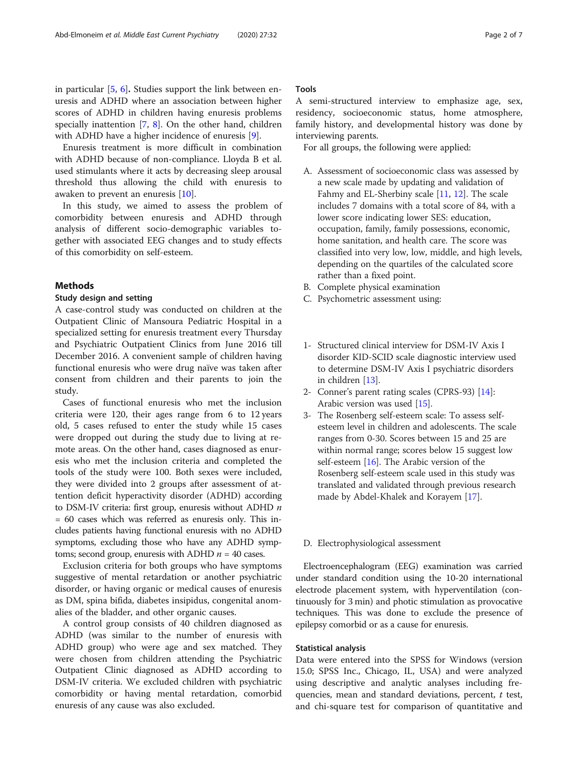in particular [5, 6]. Studies support the link between enuresis and ADHD where an association between higher scores of ADHD in children having enuresis problems specially inattention [7, 8]. On the other hand, children with ADHD have a higher incidence of enuresis [9].

Enuresis treatment is more difficult in combination with ADHD because of non-compliance. Lloyda B et al. used stimulants where it acts by decreasing sleep arousal threshold thus allowing the child with enuresis to awaken to prevent an enuresis [10].

In this study, we aimed to assess the problem of comorbidity between enuresis and ADHD through analysis of different socio-demographic variables together with associated EEG changes and to study effects of this comorbidity on self-esteem.

## Methods

### Study design and setting

A case-control study was conducted on children at the Outpatient Clinic of Mansoura Pediatric Hospital in a specialized setting for enuresis treatment every Thursday and Psychiatric Outpatient Clinics from June 2016 till December 2016. A convenient sample of children having functional enuresis who were drug naïve was taken after consent from children and their parents to join the study.

Cases of functional enuresis who met the inclusion criteria were 120, their ages range from 6 to 12 years old, 5 cases refused to enter the study while 15 cases were dropped out during the study due to living at remote areas. On the other hand, cases diagnosed as enuresis who met the inclusion criteria and completed the tools of the study were 100. Both sexes were included, they were divided into 2 groups after assessment of attention deficit hyperactivity disorder (ADHD) according to DSM-IV criteria: first group, enuresis without ADHD $n = 60$ cases which was referred as enuresis only. This includes patients having functional enuresis with no ADHD symptoms, excluding those who have any ADHD symptoms; second group, enuresis with ADHD $n = 40$ cases.

Exclusion criteria for both groups who have symptoms suggestive of mental retardation or another psychiatric disorder, or having organic or medical causes of enuresis as DM, spina bifida, diabetes insipidus, congenital anomalies of the bladder, and other organic causes.

A control group consists of 40 children diagnosed as ADHD (was similar to the number of enuresis with ADHD group) who were age and sex matched. They were chosen from children attending the Psychiatric Outpatient Clinic diagnosed as ADHD according to DSM-IV criteria. We excluded children with psychiatric comorbidity or having mental retardation, comorbid enuresis of any cause was also excluded.

### Tools

A semi-structured interview to emphasize age, sex, residency, socioeconomic status, home atmosphere, family history, and developmental history was done by interviewing parents.

For all groups, the following were applied:

A. Assessment of socioeconomic class was assessed by a new scale made by updating and validation of Fahmy and EL-Sherbiny scale [11, 12]. The scale includes 7 domains with a total score of 84, with a lower score indicating lower SES: education, occupation, family, family possessions, economic, home sanitation, and health care. The score was classified into very low, low, middle, and high levels, depending on the quartiles of the calculated score rather than a fixed point.
B. Complete physical examination
C. Psychometric assessment using:

1- Structured clinical interview for DSM-IV Axis I disorder KID-SCID scale diagnostic interview used to determine DSM-IV Axis I psychiatric disorders in children [13].
2- Conner's parent rating scales (CPRS-93) [14]: Arabic version was used [15].
3- The Rosenberg self-esteem scale: To assess self-esteem level in children and adolescents. The scale ranges from 0-30. Scores between 15 and 25 are within normal range; scores below 15 suggest low self-esteem [16]. The Arabic version of the Rosenberg self-esteem scale used in this study was translated and validated through previous research made by Abdel-Khalek and Korayem [17].

D. Electrophysiological assessment

Electroencephalogram (EEG) examination was carried under standard condition using the 10-20 international electrode placement system, with hyperventilation (continuously for 3 min) and photic stimulation as provocative techniques. This was done to exclude the presence of epilepsy comorbid or as a cause for enuresis.

### Statistical analysis

Data were entered into the SPSS for Windows (version 15.0; SPSS Inc., Chicago, IL, USA) and were analyzed using descriptive and analytic analyses including frequencies, mean and standard deviations, percent, *t* test, and chi-square test for comparison of quantitative and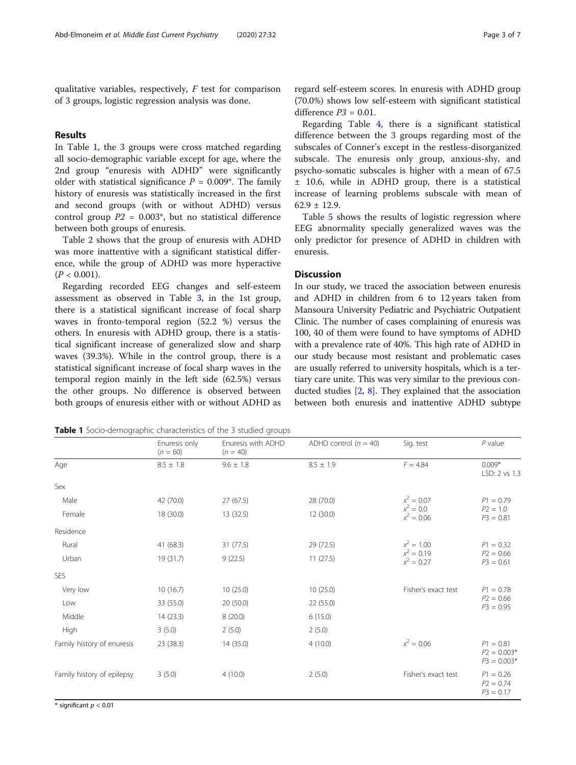qualitative variables, respectively, *F* test for comparison of 3 groups, logistic regression analysis was done.

## Results

In Table 1, the 3 groups were cross matched regarding all socio-demographic variable except for age, where the 2nd group "enuresis with ADHD" were significantly older with statistical significance $P = 0.009$*. The family history of enuresis was statistically increased in the first and second groups (with or without ADHD) versus control group $P2 = 0.003$*, but no statistical difference between both groups of enuresis.

Table 2 shows that the group of enuresis with ADHD was more inattentive with a significant statistical difference, while the group of ADHD was more hyperactive ($P < 0.001$).

Regarding recorded EEG changes and self-esteem assessment as observed in Table 3, in the 1st group, there is a statistical significant increase of focal sharp waves in fronto-temporal region (52.2 %) versus the others. In enuresis with ADHD group, there is a statistical significant increase of generalized slow and sharp waves (39.3%). While in the control group, there is a statistical significant increase of focal sharp waves in the temporal region mainly in the left side (62.5%) versus the other groups. No difference is observed between both groups of enuresis either with or without ADHD as regard self-esteem scores. In enuresis with ADHD group (70.0%) shows low self-esteem with significant statistical difference $P3 = 0.01$.

Regarding Table 4, there is a significant statistical difference between the 3 groups regarding most of the subscales of Conner's except in the restless-disorganized subscale. The enuresis only group, anxious-shy, and psycho-somatic subscales is higher with a mean of 67.5 ± 10.6, while in ADHD group, there is a statistical increase of learning problems subscale with mean of 62.9 ± 12.9.

Table 5 shows the results of logistic regression where EEG abnormality specially generalized waves was the only predictor for presence of ADHD in children with enuresis.

## Discussion

In our study, we traced the association between enuresis and ADHD in children from 6 to 12 years taken from Mansoura University Pediatric and Psychiatric Outpatient Clinic. The number of cases complaining of enuresis was 100, 40 of them were found to have symptoms of ADHD with a prevalence rate of 40%. This high rate of ADHD in our study because most resistant and problematic cases are usually referred to university hospitals, which is a tertiary care unite. This was very similar to the previous conducted studies [2, 8]. They explained that the association between both enuresis and inattentive ADHD subtype

**Table 1** Socio-demographic characteristics of the 3 studied groups

| | Enuresis only ($n$ = 60) | Enuresis with ADHD ($n$ = 40) | ADHD control ($n$ = 40) | Sig. test | *P* value |
|---|---|---|---|---|---|
| Age | 8.5 ± 1.8 | 9.6 ± 1.8 | 8.5 ± 1.9 | $F = 4.84$ | 0.009* LSD: 2 vs 1.3 |
| Sex | | | | | |
| Male | 42 (70.0) | 27 (67.5) | 28 (70.0) | $x^2 = 0.07$ $x^2 = 0.0$ $x^2 = 0.06$ | $P1 = 0.79$ $P2 = 1.0$ $P3 = 0.81$ |
| Female | 18 (30.0) | 13 (32.5) | 12 (30.0) | | |
| Residence | | | | | |
| Rural | 41 (68.3) | 31 (77.5) | 29 (72.5) | $x^2 = 1.00$ $x^2 = 0.19$ $x^2 = 0.27$ | $P1 = 0.32$ $P2 = 0.66$ $P3 = 0.61$ |
| Urban | 19 (31.7) | 9 (22.5) | 11 (27.5) | | |
| SES | | | | | |
| Very low | 10 (16.7) | 10 (25.0) | 10 (25.0) | Fisher's exact test | $P1 = 0.78$ $P2 = 0.66$ $P3 = 0.95$ |
| Low | 33 (55.0) | 20 (50.0) | 22 (55.0) | | |
| Middle | 14 (23.3) | 8 (20.0) | 6 (15.0) | | |
| High | 3 (5.0) | 2 (5.0) | 2 (5.0) | | |
| Family history of enuresis | 23 (38.3) | 14 (35.0) | 4 (10.0) | $x^2 = 0.06$ | $P1 = 0.81$ $P2 = 0.003$* $P3 = 0.003$* |
| Family history of epilepsy | 3 (5.0) | 4 (10.0) | 2 (5.0) | Fisher's exact test | $P1 = 0.26$ $P2 = 0.74$ $P3 = 0.17$ |

\* significant $p < 0.01$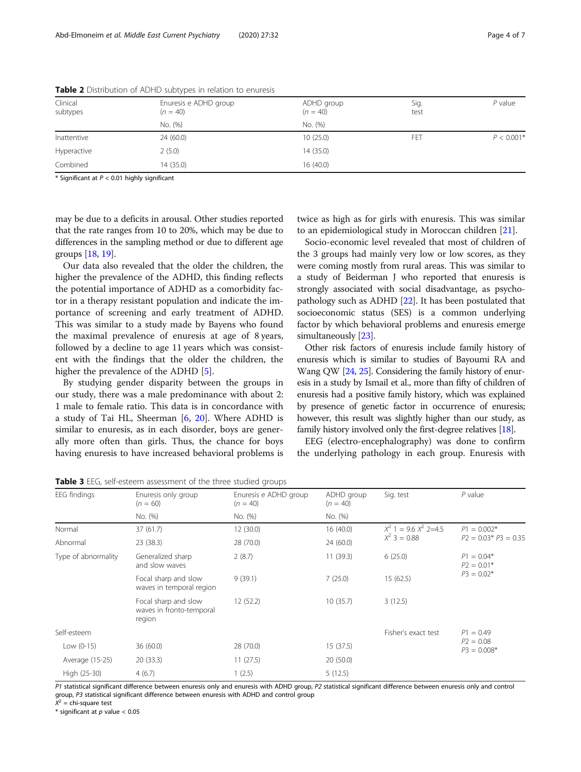**Table 2** Distribution of ADHD subtypes in relation to enuresis

| Clinical subtypes | Enuresis e ADHD group (n = 40) | ADHD group (n = 40) | Sig. test | P value |
|---|---|---|---|---|
| | No. (%) | No. (%) | | |
| Inattentive | 24 (60.0) | 10 (25.0) | FET | $P < 0.001$* |
| Hyperactive | 2 (5.0) | 14 (35.0) | | |
| Combined | 14 (35.0) | 16 (40.0) | | |

* Significant at $P < 0.01$ highly significant

may be due to a deficits in arousal. Other studies reported that the rate ranges from 10 to 20%, which may be due to differences in the sampling method or due to different age groups [18, 19].

Our data also revealed that the older the children, the higher the prevalence of the ADHD, this finding reflects the potential importance of ADHD as a comorbidity factor in a therapy resistant population and indicate the importance of screening and early treatment of ADHD. This was similar to a study made by Bayens who found the maximal prevalence of enuresis at age of 8 years, followed by a decline to age 11 years which was consistent with the findings that the older the children, the higher the prevalence of the ADHD [5].

By studying gender disparity between the groups in our study, there was a male predominance with about 2: 1 male to female ratio. This data is in concordance with a study of Tai HL, Sheerman [6, 20]. Where ADHD is similar to enuresis, as in each disorder, boys are generally more often than girls. Thus, the chance for boys having enuresis to have increased behavioral problems is twice as high as for girls with enuresis. This was similar to an epidemiological study in Moroccan children [21].

Socio-economic level revealed that most of children of the 3 groups had mainly very low or low scores, as they were coming mostly from rural areas. This was similar to a study of Beiderman J who reported that enuresis is strongly associated with social disadvantage, as psychopathology such as ADHD [22]. It has been postulated that socioeconomic status (SES) is a common underlying factor by which behavioral problems and enuresis emerge simultaneously [23].

Other risk factors of enuresis include family history of enuresis which is similar to studies of Bayoumi RA and Wang QW [24, 25]. Considering the family history of enuresis in a study by Ismail et al., more than fifty of children of enuresis had a positive family history, which was explained by presence of genetic factor in occurrence of enuresis; however, this result was slightly higher than our study, as family history involved only the first-degree relatives [18].

EEG (electro-encephalography) was done to confirm the underlying pathology in each group. Enuresis with

**Table 3** EEG, self-esteem assessment of the three studied groups

| EEG findings | | Enuresis only group (n = 60) | Enuresis e ADHD group (n = 40) | ADHD group (n = 40) | Sig. test | P value |
|---|---|---|---|---|---|---|
| | | No. (%) | No. (%) | No. (%) | | |
| Normal | | 37 (61.7) | 12 (30.0) | 16 (40.0) | $X^2$ 1 = 9.6 $X^2$ 2=4.5 $X^2$ 3 = 0.88 | P1 = 0.002* P2 = 0.03* P3 = 0.35 |
| Abnormal | | 23 (38.3) | 28 (70.0) | 24 (60.0) | | |
| Type of abnormality | Generalized sharp and slow waves | 2 (8.7) | 11 (39.3) | 6 (25.0) | | P1 = 0.04* P2 = 0.01* P3 = 0.02* |
| | Focal sharp and slow waves in temporal region | 9 (39.1) | 7 (25.0) | 15 (62.5) | | |
| | Focal sharp and slow waves in fronto-temporal region | 12 (52.2) | 10 (35.7) | 3 (12.5) | | |
| Self-esteem | | | | | Fisher's exact test | P1 = 0.49 P2 = 0.08 P3 = 0.008* |
| Low (0-15) | | 36 (60.0) | 28 (70.0) | 15 (37.5) | | |
| Average (15-25) | | 20 (33.3) | 11 (27.5) | 20 (50.0) | | |
| High (25-30) | | 4 (6.7) | 1 (2.5) | 5 (12.5) | | |

*P1* statistical significant difference between enuresis only and enuresis with ADHD group, *P2* statistical significant difference between enuresis only and control group, *P3* statistical significant difference between enuresis with ADHD and control group

$X^2$ = chi-square test

* significant at $p$ value < 0.05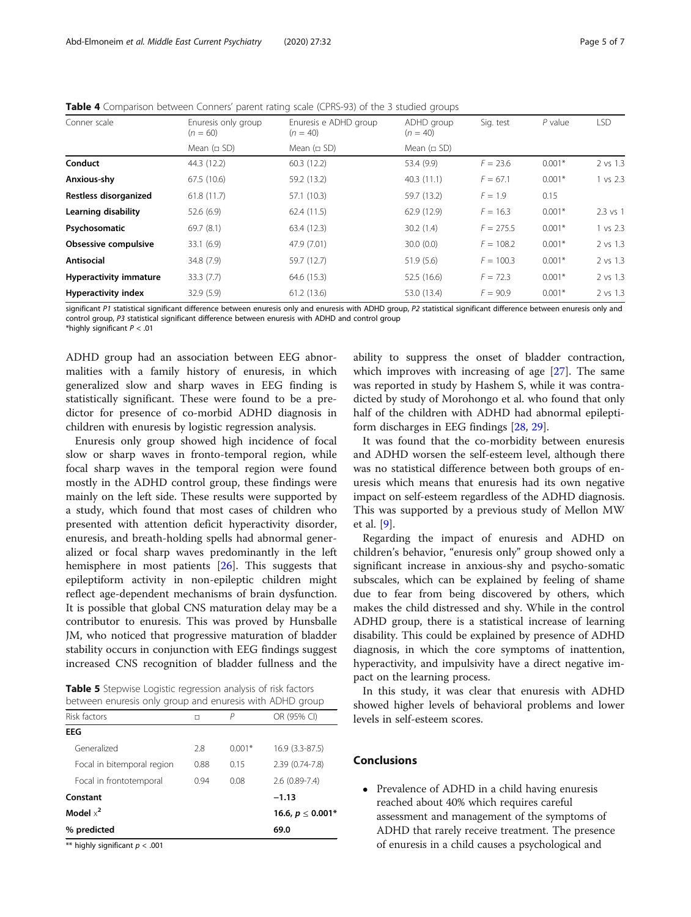**Table 4** Comparison between Conners' parent rating scale (CPRS-93) of the 3 studied groups

| Conner scale | Enuresis only group ($n$ = 60) | Enuresis e ADHD group ($n$ = 40) | ADHD group ($n$ = 40) | Sig. test | $P$ value | LSD |
|---|---|---|---|---|---|---|
| | Mean (□ SD) | Mean (□ SD) | Mean (□ SD) | | | |
| **Conduct** | 44.3 (12.2) | 60.3 (12.2) | 53.4 (9.9) | $F$ = 23.6 | 0.001* | 2 vs 1.3 |
| **Anxious-shy** | 67.5 (10.6) | 59.2 (13.2) | 40.3 (11.1) | $F$ = 67.1 | 0.001* | 1 vs 2.3 |
| **Restless disorganized** | 61.8 (11.7) | 57.1 (10.3) | 59.7 (13.2) | $F$ = 1.9 | 0.15 | |
| **Learning disability** | 52.6 (6.9) | 62.4 (11.5) | 62.9 (12.9) | $F$ = 16.3 | 0.001* | 2.3 vs 1 |
| **Psychosomatic** | 69.7 (8.1) | 63.4 (12.3) | 30.2 (1.4) | $F$ = 275.5 | 0.001* | 1 vs 2.3 |
| **Obsessive compulsive** | 33.1 (6.9) | 47.9 (7.01) | 30.0 (0.0) | $F$ = 108.2 | 0.001* | 2 vs 1.3 |
| **Antisocial** | 34.8 (7.9) | 59.7 (12.7) | 51.9 (5.6) | $F$ = 100.3 | 0.001* | 2 vs 1.3 |
| **Hyperactivity immature** | 33.3 (7.7) | 64.6 (15.3) | 52.5 (16.6) | $F$ = 72.3 | 0.001* | 2 vs 1.3 |
| **Hyperactivity index** | 32.9 (5.9) | 61.2 (13.6) | 53.0 (13.4) | $F$ = 90.9 | 0.001* | 2 vs 1.3 |

significant *P1* statistical significant difference between enuresis only and enuresis with ADHD group, *P2* statistical significant difference between enuresis only and control group, *P3* statistical significant difference between enuresis with ADHD and control group
*highly significant $P < .01$

ADHD group had an association between EEG abnormalities with a family history of enuresis, in which generalized slow and sharp waves in EEG finding is statistically significant. These were found to be a predictor for presence of co-morbid ADHD diagnosis in children with enuresis by logistic regression analysis.

Enuresis only group showed high incidence of focal slow or sharp waves in fronto-temporal region, while focal sharp waves in the temporal region were found mostly in the ADHD control group, these findings were mainly on the left side. These results were supported by a study, which found that most cases of children who presented with attention deficit hyperactivity disorder, enuresis, and breath-holding spells had abnormal generalized or focal sharp waves predominantly in the left hemisphere in most patients [26]. This suggests that epileptiform activity in non-epileptic children might reflect age-dependent mechanisms of brain dysfunction. It is possible that global CNS maturation delay may be a contributor to enuresis. This was proved by Hunsballe JM, who noticed that progressive maturation of bladder stability occurs in conjunction with EEG findings suggest increased CNS recognition of bladder fullness and the ability to suppress the onset of bladder contraction, which improves with increasing of age [27]. The same was reported in study by Hashem S, while it was contradicted by study of Morohongo et al. who found that only half of the children with ADHD had abnormal epileptiform discharges in EEG findings [28, 29].

**Table 5** Stepwise Logistic regression analysis of risk factors between enuresis only group and enuresis with ADHD group

| Risk factors | □ | $P$ | OR (95% CI) |
|---|---|---|---|
| **EEG** | | | |
| Generalized | 2.8 | 0.001* | 16.9 (3.3-87.5) |
| Focal in bitemporal region | 0.88 | 0.15 | 2.39 (0.74-7.8) |
| Focal in frontotemporal | 0.94 | 0.08 | 2.6 (0.89-7.4) |
| **Constant** | | | **−1.13** |
| **Model $x^2$** | | | **16.6, $p \leq 0.001$*** |
| **% predicted** | | | **69.0** |

** highly significant $p < .001$

It was found that the co-morbidity between enuresis and ADHD worsen the self-esteem level, although there was no statistical difference between both groups of enuresis which means that enuresis had its own negative impact on self-esteem regardless of the ADHD diagnosis. This was supported by a previous study of Mellon MW et al. [9].

Regarding the impact of enuresis and ADHD on children's behavior, "enuresis only" group showed only a significant increase in anxious-shy and psycho-somatic subscales, which can be explained by feeling of shame due to fear from being discovered by others, which makes the child distressed and shy. While in the control ADHD group, there is a statistical increase of learning disability. This could be explained by presence of ADHD diagnosis, in which the core symptoms of inattention, hyperactivity, and impulsivity have a direct negative impact on the learning process.

In this study, it was clear that enuresis with ADHD showed higher levels of behavioral problems and lower levels in self-esteem scores.

## Conclusions

- Prevalence of ADHD in a child having enuresis reached about 40% which requires careful assessment and management of the symptoms of ADHD that rarely receive treatment. The presence of enuresis in a child causes a psychological and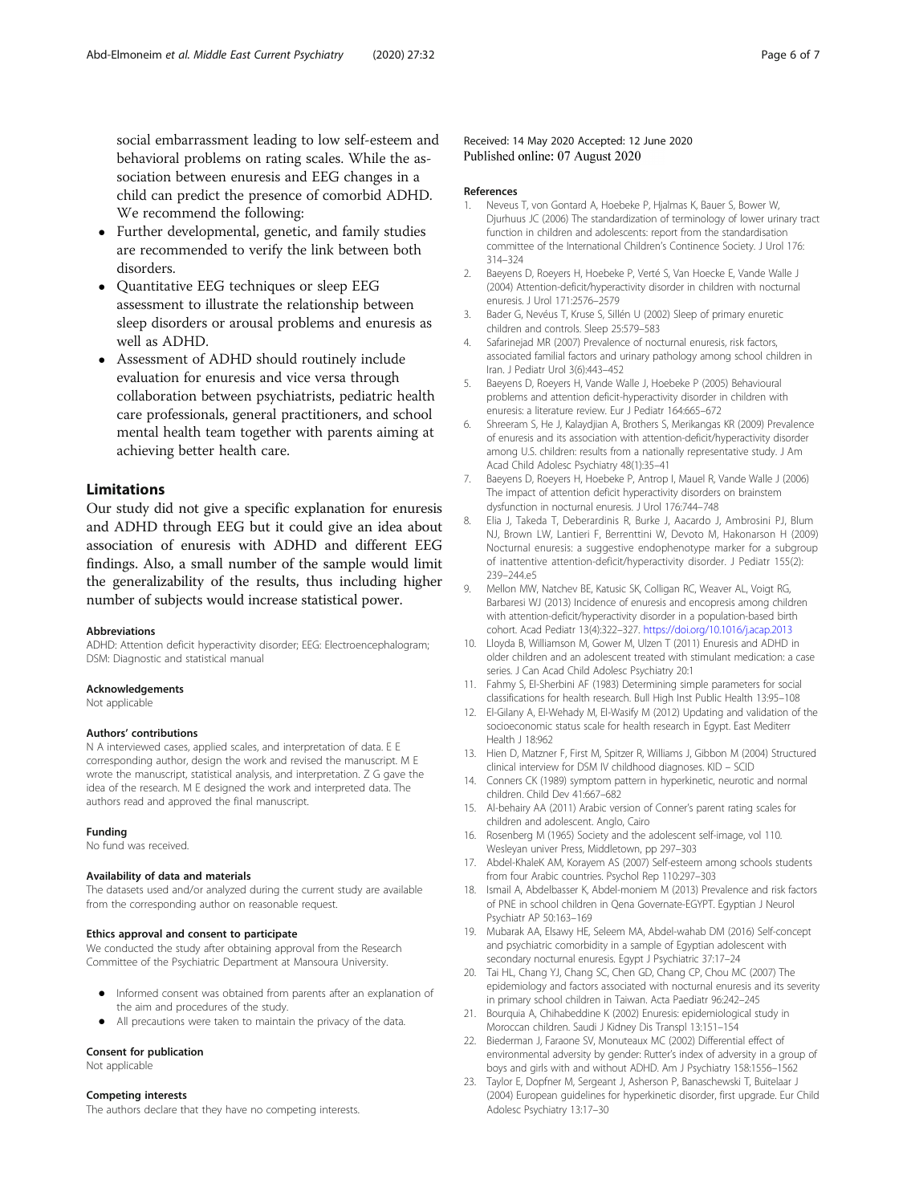social embarrassment leading to low self-esteem and behavioral problems on rating scales. While the association between enuresis and EEG changes in a child can predict the presence of comorbid ADHD. We recommend the following:

- Further developmental, genetic, and family studies are recommended to verify the link between both disorders.
- Quantitative EEG techniques or sleep EEG assessment to illustrate the relationship between sleep disorders or arousal problems and enuresis as well as ADHD.
- Assessment of ADHD should routinely include evaluation for enuresis and vice versa through collaboration between psychiatrists, pediatric health care professionals, general practitioners, and school mental health team together with parents aiming at achieving better health care.

## Limitations

Our study did not give a specific explanation for enuresis and ADHD through EEG but it could give an idea about association of enuresis with ADHD and different EEG findings. Also, a small number of the sample would limit the generalizability of the results, thus including higher number of subjects would increase statistical power.

#### Abbreviations

ADHD: Attention deficit hyperactivity disorder; EEG: Electroencephalogram; DSM: Diagnostic and statistical manual

#### Acknowledgements

Not applicable

#### Authors' contributions

N A interviewed cases, applied scales, and interpretation of data. E E corresponding author, design the work and revised the manuscript. M E wrote the manuscript, statistical analysis, and interpretation. Z G gave the idea of the research. M E designed the work and interpreted data. The authors read and approved the final manuscript.

#### Funding

No fund was received.

#### Availability of data and materials

The datasets used and/or analyzed during the current study are available from the corresponding author on reasonable request.

#### Ethics approval and consent to participate

We conducted the study after obtaining approval from the Research Committee of the Psychiatric Department at Mansoura University.

- Informed consent was obtained from parents after an explanation of the aim and procedures of the study.
- All precautions were taken to maintain the privacy of the data.

#### Consent for publication

Not applicable

#### Competing interests

The authors declare that they have no competing interests.

Received: 14 May 2020 Accepted: 12 June 2020
Published online: 07 August 2020

#### References

1. Neveus T, von Gontard A, Hoebeke P, Hjalmas K, Bauer S, Bower W, Djurhuus JC (2006) The standardization of terminology of lower urinary tract function in children and adolescents: report from the standardisation committee of the International Children's Continence Society. J Urol 176: 314–324
2. Baeyens D, Roeyers H, Hoebeke P, Verté S, Van Hoecke E, Vande Walle J (2004) Attention-deficit/hyperactivity disorder in children with nocturnal enuresis. J Urol 171:2576–2579
3. Bader G, Nevéus T, Kruse S, Sillén U (2002) Sleep of primary enuretic children and controls. Sleep 25:579–583
4. Safarinejad MR (2007) Prevalence of nocturnal enuresis, risk factors, associated familial factors and urinary pathology among school children in Iran. J Pediatr Urol 3(6):443–452
5. Baeyens D, Roeyers H, Vande Walle J, Hoebeke P (2005) Behavioural problems and attention deficit-hyperactivity disorder in children with enuresis: a literature review. Eur J Pediatr 164:665–672
6. Shreeram S, He J, Kalaydjian A, Brothers S, Merikangas KR (2009) Prevalence of enuresis and its association with attention-deficit/hyperactivity disorder among U.S. children: results from a nationally representative study. J Am Acad Child Adolesc Psychiatry 48(1):35–41
7. Baeyens D, Roeyers H, Hoebeke P, Antrop I, Mauel R, Vande Walle J (2006) The impact of attention deficit hyperactivity disorders on brainstem dysfunction in nocturnal enuresis. J Urol 176:744–748
8. Elia J, Takeda T, Deberardinis R, Burke J, Aacardo J, Ambrosini PJ, Blum NJ, Brown LW, Lantieri F, Berrenttini W, Devoto M, Hakonarson H (2009) Nocturnal enuresis: a suggestive endophenotype marker for a subgroup of inattentive attention-deficit/hyperactivity disorder. J Pediatr 155(2): 239–244.e5
9. Mellon MW, Natchev BE, Katusic SK, Colligan RC, Weaver AL, Voigt RG, Barbaresi WJ (2013) Incidence of enuresis and encopresis among children with attention-deficit/hyperactivity disorder in a population-based birth cohort. Acad Pediatr 13(4):322–327. https://doi.org/10.1016/j.acap.2013
10. Lloyda B, Williamson M, Gower M, Ulzen T (2011) Enuresis and ADHD in older children and an adolescent treated with stimulant medication: a case series. J Can Acad Child Adolesc Psychiatry 20:1
11. Fahmy S, El-Sherbini AF (1983) Determining simple parameters for social classifications for health research. Bull High Inst Public Health 13:95–108
12. El-Gilany A, El-Wehady M, El-Wasify M (2012) Updating and validation of the socioeconomic status scale for health research in Egypt. East Mediterr Health J 18:962
13. Hien D, Matzner F, First M, Spitzer R, Williams J, Gibbon M (2004) Structured clinical interview for DSM IV childhood diagnoses. KID – SCID
14. Conners CK (1989) symptom pattern in hyperkinetic, neurotic and normal children. Child Dev 41:667–682
15. Al-behairy AA (2011) Arabic version of Conner's parent rating scales for children and adolescent. Anglo, Cairo
16. Rosenberg M (1965) Society and the adolescent self-image, vol 110. Wesleyan univer Press, Middletown, pp 297–303
17. Abdel-KhaleK AM, Korayem AS (2007) Self-esteem among schools students from four Arabic countries. Psychol Rep 110:297–303
18. Ismail A, Abdelbasser K, Abdel-moniem M (2013) Prevalence and risk factors of PNE in school children in Qena Governate-EGYPT. Egyptian J Neurol Psychiatr AP 50:163–169
19. Mubarak AA, Elsawy HE, Seleem MA, Abdel-wahab DM (2016) Self-concept and psychiatric comorbidity in a sample of Egyptian adolescent with secondary nocturnal enuresis. Egypt J Psychiatric 37:17–24
20. Tai HL, Chang YJ, Chang SC, Chen GD, Chang CP, Chou MC (2007) The epidemiology and factors associated with nocturnal enuresis and its severity in primary school children in Taiwan. Acta Paediatr 96:242–245
21. Bourquia A, Chihabeddine K (2002) Enuresis: epidemiological study in Moroccan children. Saudi J Kidney Dis Transpl 13:151–154
22. Biederman J, Faraone SV, Monuteaux MC (2002) Differential effect of environmental adversity by gender: Rutter's index of adversity in a group of boys and girls with and without ADHD. Am J Psychiatry 158:1556–1562
23. Taylor E, Dopfner M, Sergeant J, Asherson P, Banaschewski T, Buitelaar J (2004) European guidelines for hyperkinetic disorder, first upgrade. Eur Child Adolesc Psychiatry 13:17–30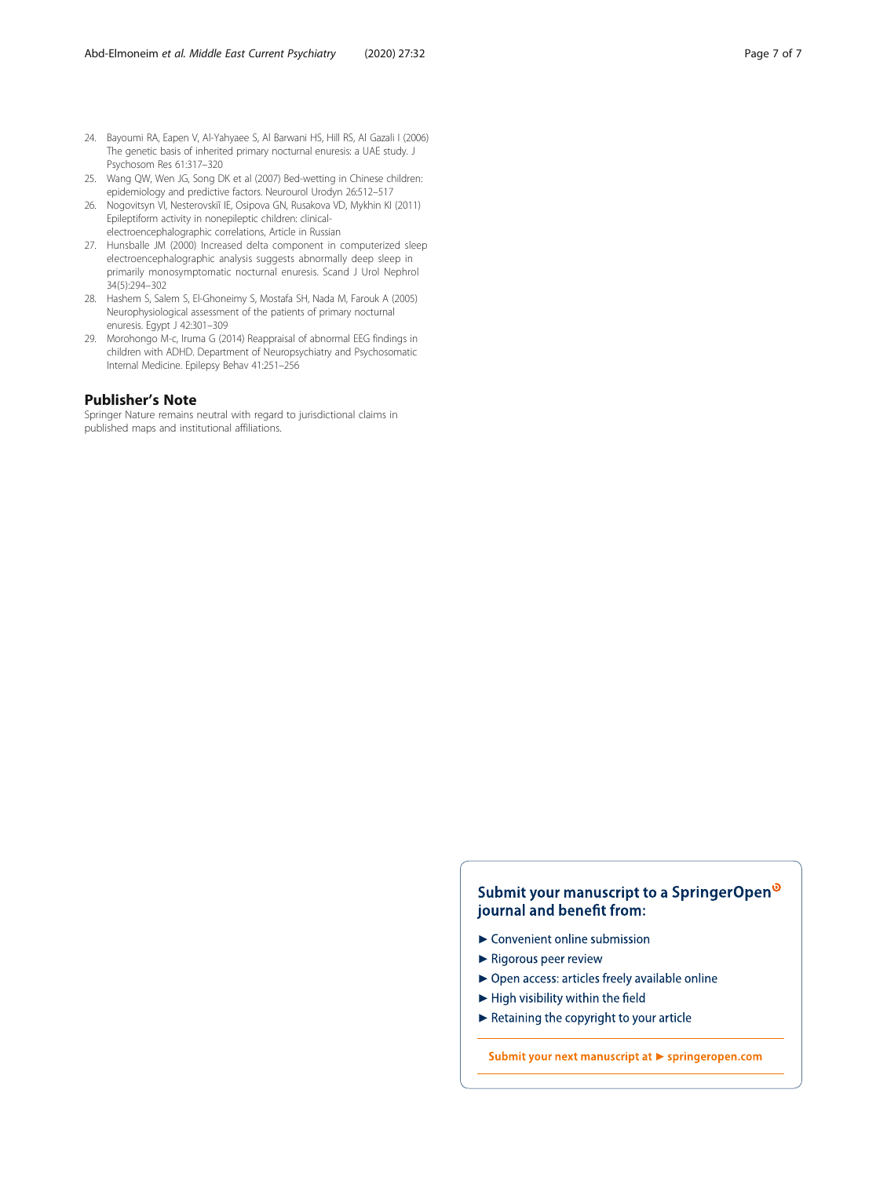24. Bayoumi RA, Eapen V, Al-Yahyaee S, Al Barwani HS, Hill RS, Al Gazali I (2006) The genetic basis of inherited primary nocturnal enuresis: a UAE study. J Psychosom Res 61:317–320
25. Wang QW, Wen JG, Song DK et al (2007) Bed-wetting in Chinese children: epidemiology and predictive factors. Neurourol Urodyn 26:512–517
26. Nogovitsyn VI, Nesterovskiĭ IE, Osipova GN, Rusakova VD, Mykhin KI (2011) Epileptiform activity in nonepileptic children: clinical-electroencephalographic correlations, Article in Russian
27. Hunsballe JM (2000) Increased delta component in computerized sleep electroencephalographic analysis suggests abnormally deep sleep in primarily monosymptomatic nocturnal enuresis. Scand J Urol Nephrol 34(5):294–302
28. Hashem S, Salem S, El-Ghoneimy S, Mostafa SH, Nada M, Farouk A (2005) Neurophysiological assessment of the patients of primary nocturnal enuresis. Egypt J 42:301–309
29. Morohongo M-c, Iruma G (2014) Reappraisal of abnormal EEG findings in children with ADHD. Department of Neuropsychiatry and Psychosomatic Internal Medicine. Epilepsy Behav 41:251–256

## Publisher's Note

Springer Nature remains neutral with regard to jurisdictional claims in published maps and institutional affiliations.

**Submit your manuscript to a SpringerOpen journal and benefit from:**

- ► Convenient online submission
- ► Rigorous peer review
- ► Open access: articles freely available online
- ► High visibility within the field
- ► Retaining the copyright to your article

**Submit your next manuscript at ► springeropen.com**